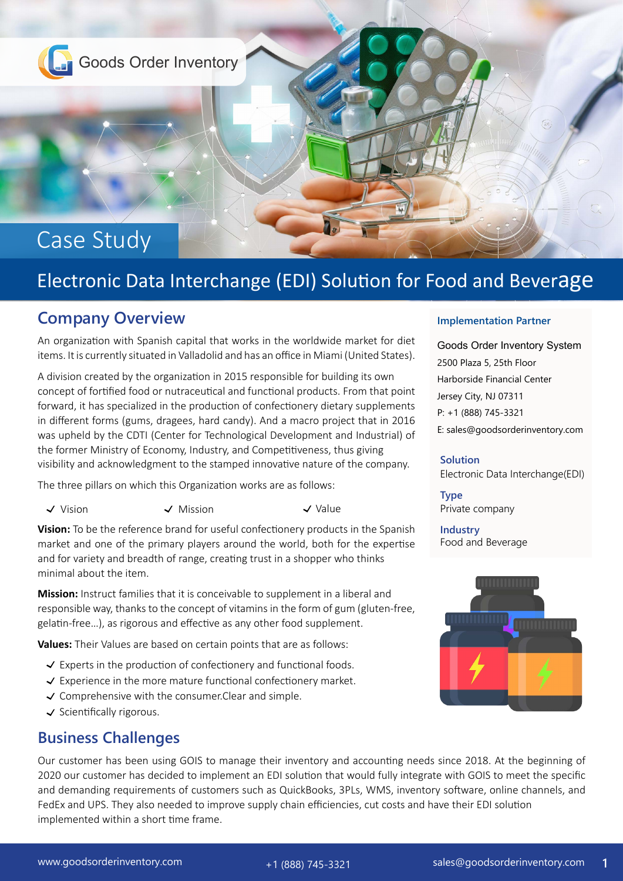Goods Order Inventory

Case Study

# Electronic Data Interchange (EDI) Solution for Food and Beverage

## Company Overview

An organization with Spanish capital that works in the worldwide market for diet items. It is currently situated in Valladolid and has an office in Miami (United States).

A division created by the organization in 2015 responsible for building its own concept of fortified food or nutraceutical and functional products. From that point forward, it has specialized in the production of confectionery dietary supplements in different forms (gums, dragees, hard candy). And a macro project that in 2016 was upheld by the CDTI (Center for Technological Development and Industrial) of the former Ministry of Economy, Industry, and Competitiveness, thus giving visibility and acknowledgment to the stamped innovative nature of the company.

The three pillars on which this Organization works are as follows:

- ✓ Vision
- ✓ Mission
- ✓ Value

**Vision:** To be the reference brand for useful confectionery products in the Spanish market and one of the primary players around the world, both for the expertise and for variety and breadth of range, creating trust in a shopper who thinks minimal about the item.

**Mission:** Instruct families that it is conceivable to supplement in a liberal and responsible way, thanks to the concept of vitamins in the form of gum (gluten-free, gelatin-free...), as rigorous and effective as any other food supplement.

**Values:** Their Values are based on certain points that are as follows:

- ✓ Experts in the production of confectionery and functional foods.
- ✓ Experience in the more mature functional confectionery market.
- ✓ Comprehensive with the consumer.Clear and simple.
- ✓ Scientifically rigorous.

**Implementation Partner**

Goods Order Inventory System
2500 Plaza 5, 25th Floor
Harborside Financial Center
Jersey City, NJ 07311
P: +1 (888) 745-3321
E: sales@goodsorderinventory.com

**Solution**
Electronic Data Interchange(EDI)

**Type**
Private company

**Industry**
Food and Beverage

## Business Challenges

Our customer has been using GOIS to manage their inventory and accounting needs since 2018. At the beginning of 2020 our customer has decided to implement an EDI solution that would fully integrate with GOIS to meet the specific and demanding requirements of customers such as QuickBooks, 3PLs, WMS, inventory software, online channels, and FedEx and UPS. They also needed to improve supply chain efficiencies, cut costs and have their EDI solution implemented within a short time frame.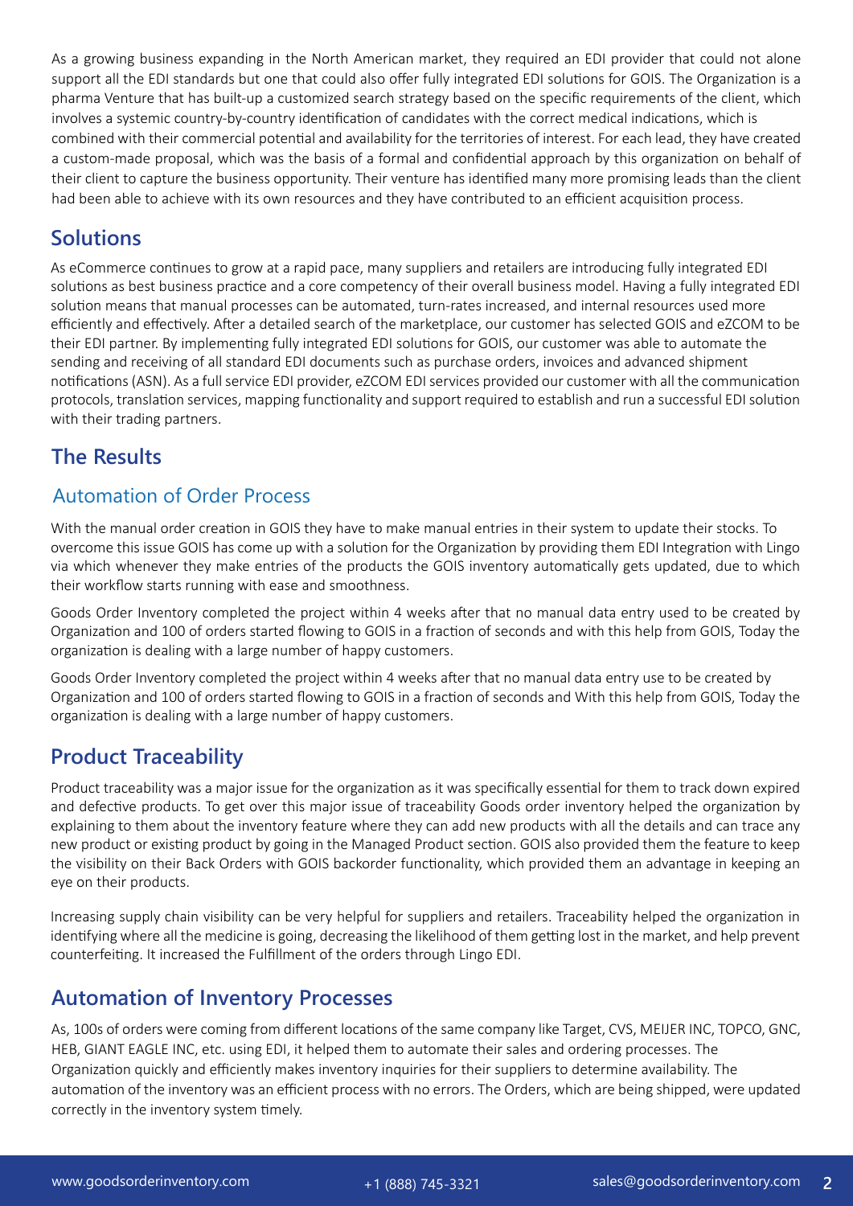As a growing business expanding in the North American market, they required an EDI provider that could not alone support all the EDI standards but one that could also offer fully integrated EDI solutions for GOIS. The Organization is a pharma Venture that has built-up a customized search strategy based on the specific requirements of the client, which involves a systemic country-by-country identification of candidates with the correct medical indications, which is combined with their commercial potential and availability for the territories of interest. For each lead, they have created a custom-made proposal, which was the basis of a formal and confidential approach by this organization on behalf of their client to capture the business opportunity. Their venture has identified many more promising leads than the client had been able to achieve with its own resources and they have contributed to an efficient acquisition process.

## Solutions

As eCommerce continues to grow at a rapid pace, many suppliers and retailers are introducing fully integrated EDI solutions as best business practice and a core competency of their overall business model. Having a fully integrated EDI solution means that manual processes can be automated, turn-rates increased, and internal resources used more efficiently and effectively. After a detailed search of the marketplace, our customer has selected GOIS and eZCOM to be their EDI partner. By implementing fully integrated EDI solutions for GOIS, our customer was able to automate the sending and receiving of all standard EDI documents such as purchase orders, invoices and advanced shipment notifications (ASN). As a full service EDI provider, eZCOM EDI services provided our customer with all the communication protocols, translation services, mapping functionality and support required to establish and run a successful EDI solution with their trading partners.

## The Results

### Automation of Order Process

With the manual order creation in GOIS they have to make manual entries in their system to update their stocks. To overcome this issue GOIS has come up with a solution for the Organization by providing them EDI Integration with Lingo via which whenever they make entries of the products the GOIS inventory automatically gets updated, due to which their workflow starts running with ease and smoothness.

Goods Order Inventory completed the project within 4 weeks after that no manual data entry used to be created by Organization and 100 of orders started flowing to GOIS in a fraction of seconds and with this help from GOIS, Today the organization is dealing with a large number of happy customers.

Goods Order Inventory completed the project within 4 weeks after that no manual data entry use to be created by Organization and 100 of orders started flowing to GOIS in a fraction of seconds and With this help from GOIS, Today the organization is dealing with a large number of happy customers.

## Product Traceability

Product traceability was a major issue for the organization as it was specifically essential for them to track down expired and defective products. To get over this major issue of traceability Goods order inventory helped the organization by explaining to them about the inventory feature where they can add new products with all the details and can trace any new product or existing product by going in the Managed Product section. GOIS also provided them the feature to keep the visibility on their Back Orders with GOIS backorder functionality, which provided them an advantage in keeping an eye on their products.

Increasing supply chain visibility can be very helpful for suppliers and retailers. Traceability helped the organization in identifying where all the medicine is going, decreasing the likelihood of them getting lost in the market, and help prevent counterfeiting. It increased the Fulfillment of the orders through Lingo EDI.

## Automation of Inventory Processes

As, 100s of orders were coming from different locations of the same company like Target, CVS, MEIJER INC, TOPCO, GNC, HEB, GIANT EAGLE INC, etc. using EDI, it helped them to automate their sales and ordering processes. The Organization quickly and efficiently makes inventory inquiries for their suppliers to determine availability. The automation of the inventory was an efficient process with no errors. The Orders, which are being shipped, were updated correctly in the inventory system timely.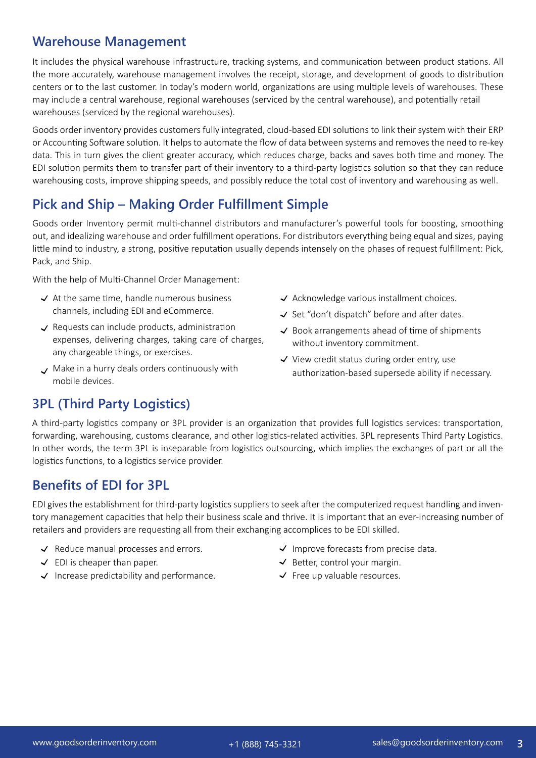## Warehouse Management

It includes the physical warehouse infrastructure, tracking systems, and communication between product stations. All the more accurately, warehouse management involves the receipt, storage, and development of goods to distribution centers or to the last customer. In today's modern world, organizations are using multiple levels of warehouses. These may include a central warehouse, regional warehouses (serviced by the central warehouse), and potentially retail warehouses (serviced by the regional warehouses).

Goods order inventory provides customers fully integrated, cloud-based EDI solutions to link their system with their ERP or Accounting Software solution. It helps to automate the flow of data between systems and removes the need to re-key data. This in turn gives the client greater accuracy, which reduces charge, backs and saves both time and money. The EDI solution permits them to transfer part of their inventory to a third-party logistics solution so that they can reduce warehousing costs, improve shipping speeds, and possibly reduce the total cost of inventory and warehousing as well.

## Pick and Ship – Making Order Fulfillment Simple

Goods order Inventory permit multi-channel distributors and manufacturer's powerful tools for boosting, smoothing out, and idealizing warehouse and order fulfillment operations. For distributors everything being equal and sizes, paying little mind to industry, a strong, positive reputation usually depends intensely on the phases of request fulfillment: Pick, Pack, and Ship.

With the help of Multi-Channel Order Management:

- At the same time, handle numerous business channels, including EDI and eCommerce.
- Requests can include products, administration expenses, delivering charges, taking care of charges, any chargeable things, or exercises.
- Make in a hurry deals orders continuously with mobile devices.
- Acknowledge various installment choices.
- Set "don't dispatch" before and after dates.
- Book arrangements ahead of time of shipments without inventory commitment.
- View credit status during order entry, use authorization-based supersede ability if necessary.

## 3PL (Third Party Logistics)

A third-party logistics company or 3PL provider is an organization that provides full logistics services: transportation, forwarding, warehousing, customs clearance, and other logistics-related activities. 3PL represents Third Party Logistics. In other words, the term 3PL is inseparable from logistics outsourcing, which implies the exchanges of part or all the logistics functions, to a logistics service provider.

## Benefits of EDI for 3PL

EDI gives the establishment for third-party logistics suppliers to seek after the computerized request handling and inventory management capacities that help their business scale and thrive. It is important that an ever-increasing number of retailers and providers are requesting all from their exchanging accomplices to be EDI skilled.

- Reduce manual processes and errors.
- EDI is cheaper than paper.
- Increase predictability and performance.
- Improve forecasts from precise data.
- Better, control your margin.
- Free up valuable resources.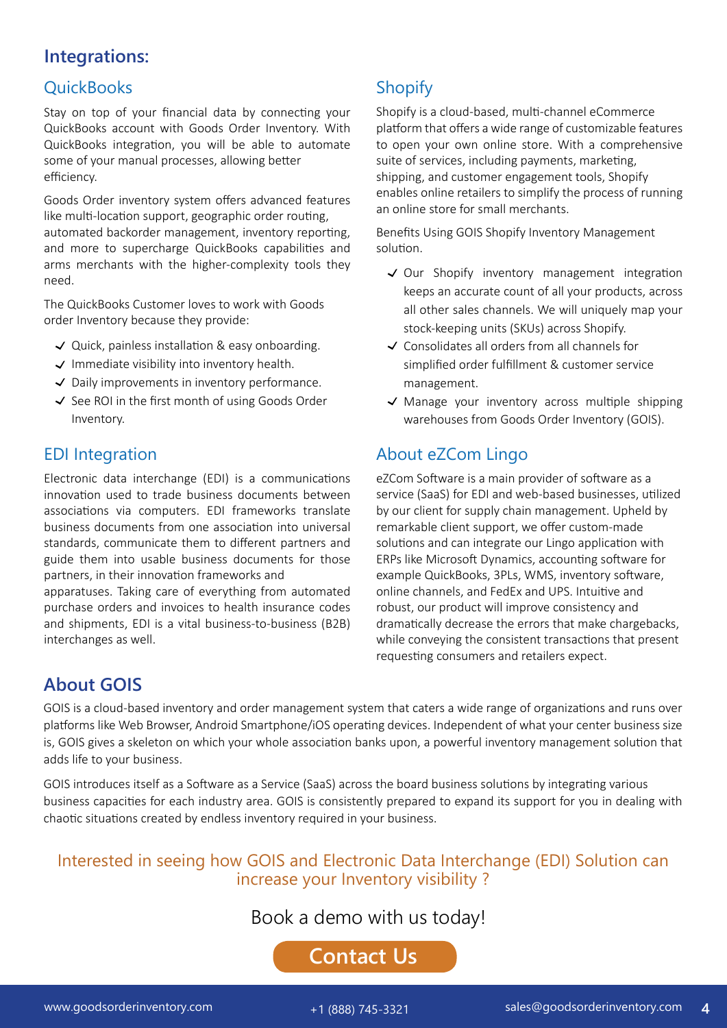## Integrations:

### QuickBooks

Stay on top of your financial data by connecting your QuickBooks account with Goods Order Inventory. With QuickBooks integration, you will be able to automate some of your manual processes, allowing better efficiency.

Goods Order inventory system offers advanced features like multi-location support, geographic order routing, automated backorder management, inventory reporting, and more to supercharge QuickBooks capabilities and arms merchants with the higher-complexity tools they need.

The QuickBooks Customer loves to work with Goods order Inventory because they provide:

- ✓ Quick, painless installation & easy onboarding.
- ✓ Immediate visibility into inventory health.
- ✓ Daily improvements in inventory performance.
- ✓ See ROI in the first month of using Goods Order Inventory.

### EDI Integration

Electronic data interchange (EDI) is a communications innovation used to trade business documents between associations via computers. EDI frameworks translate business documents from one association into universal standards, communicate them to different partners and guide them into usable business documents for those partners, in their innovation frameworks and apparatuses. Taking care of everything from automated purchase orders and invoices to health insurance codes and shipments, EDI is a vital business-to-business (B2B) interchanges as well.

### Shopify

Shopify is a cloud-based, multi-channel eCommerce platform that offers a wide range of customizable features to open your own online store. With a comprehensive suite of services, including payments, marketing, shipping, and customer engagement tools, Shopify enables online retailers to simplify the process of running an online store for small merchants.

Benefits Using GOIS Shopify Inventory Management solution.

- ✓ Our Shopify inventory management integration keeps an accurate count of all your products, across all other sales channels. We will uniquely map your stock-keeping units (SKUs) across Shopify.
- ✓ Consolidates all orders from all channels for simplified order fulfillment & customer service management.
- ✓ Manage your inventory across multiple shipping warehouses from Goods Order Inventory (GOIS).

### About eZCom Lingo

eZCom Software is a main provider of software as a service (SaaS) for EDI and web-based businesses, utilized by our client for supply chain management. Upheld by remarkable client support, we offer custom-made solutions and can integrate our Lingo application with ERPs like Microsoft Dynamics, accounting software for example QuickBooks, 3PLs, WMS, inventory software, online channels, and FedEx and UPS. Intuitive and robust, our product will improve consistency and dramatically decrease the errors that make chargebacks, while conveying the consistent transactions that present requesting consumers and retailers expect.

## About GOIS

GOIS is a cloud-based inventory and order management system that caters a wide range of organizations and runs over platforms like Web Browser, Android Smartphone/iOS operating devices. Independent of what your center business size is, GOIS gives a skeleton on which your whole association banks upon, a powerful inventory management solution that adds life to your business.

GOIS introduces itself as a Software as a Service (SaaS) across the board business solutions by integrating various business capacities for each industry area. GOIS is consistently prepared to expand its support for you in dealing with chaotic situations created by endless inventory required in your business.

Interested in seeing how GOIS and Electronic Data Interchange (EDI) Solution can increase your Inventory visibility ?

Book a demo with us today!

**Contact Us**

www.goodsorderinventory.com    +1 (888) 745-3321    sales@goodsorderinventory.com